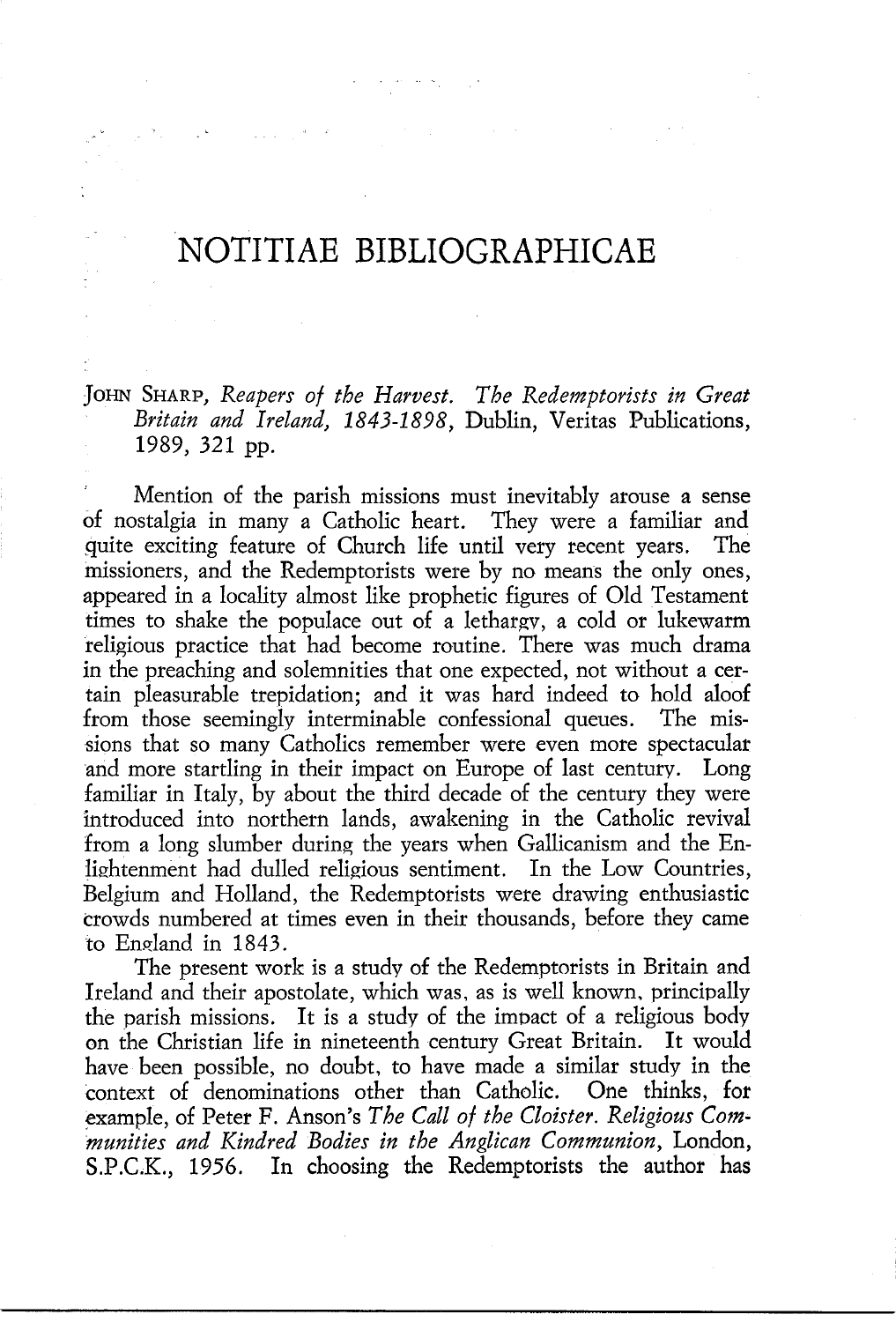# NOTITIAE BIBLIOGRAPHICAE

JOHN SHARP, *Reapers of the Harvest. The Redemptorists in Great Britain and Ireland, 1843-1898*, Dublin, Veritas Publications, 1989, 321 pp.

Mention of the parish missions must inevitably arouse a sense of nostalgia in many a Catholic heart. They were a familiar and quite exciting feature of Church life until very recent years. The missioners, and the Redemptorists were by no means the only ones, appeared in a locality almost like prophetic figures of Old Testament times to shake the populace out of a lethargy, a cold or lukewarm religious practice that had become routine. There was much drama in the preaching and solemnities that one expected, not without a certain pleasurable trepidation; and it was hard indeed to hold aloof from those seemingly interminable confessional queues. The missions that so many Catholics remember were even more spectacular and more startling in their impact on Europe of last century. Long familiar in Italy, by about the third decade of the century they were introduced into northern lands, awakening in the Catholic revival from a long slumber during the years when Gallicanism and the Enlightenment had dulled religious sentiment. In the Low Countries, Belgium and Holland, the Redemptorists were drawing enthusiastic crowds numbered at times even in their thousands, before they came to England in 1843.

The present work is a study of the Redemptorists in Britain and Ireland and their apostolate, which was, as is well known, principally the parish missions. It is a study of the impact of a religious body on the Christian life in nineteenth century Great Britain. It would have been possible, no doubt, to have made a similar study in the context of denominations other than Catholic. One thinks, for example, of Peter F. Anson's *The Call of the Cloister. Religious Communities and Kindred Bodies in the Anglican Communion*, London, S.P.C.K., 1956. In choosing the Redemptorists the author has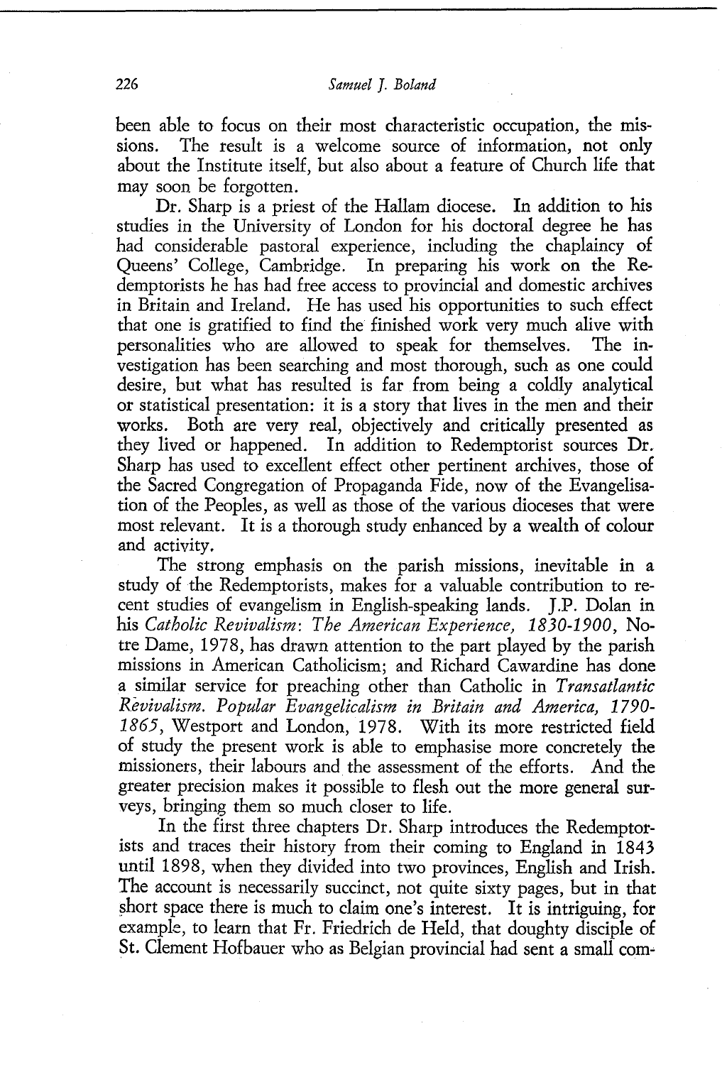been able to focus on their most characteristic occupation, the missions. The result is a welcome source of information, not only about the Institute itself, but also about a feature of Church life that may soon be forgotten.

Dr. Sharp is a priest of the Hallam diocese. In addition to his studies in the University of London for his doctoral degree he has had considerable pastoral experience, including the chaplaincy of Queens' College, Cambridge. In preparing his work on the Redemptorists he has had free access to provincial and domestic archives in Britain and Ireland. He has used his opportunities to such effect that one is gratified to find the finished work very much alive with personalities who are allowed to speak for themselves. The investigation has been searching and most thorough, such as one could desire, but what has resulted is far from being a coldly analytical or statistical presentation: it is a story that lives in the men and their works. Both are very real, objectively and critically presented as they lived or happened. In addition to Redemptorist sources Dr. Sharp has used to excellent effect other pertinent archives, those of the Sacred Congregation of Propaganda Fide, now of the Evangelisation of the Peoples, as well as those of the various dioceses that were most relevant. It is a thorough study enhanced by a wealth of colour and activity.

The strong emphasis on the parish missions, inevitable in a study of the Redemptorists, makes for a valuable contribution to recent studies of evangelism in English-speaking lands. J.P. Dolan in his *Catholic Revivalism: The American Experience, 1830-1900*, Notre Dame, 1978, has drawn attention to the part played by the parish missions in American Catholicism; and Richard Cawardine has done a similar service for preaching other than Catholic in *Transatlantic Revivalism. Popular Evangelicalism in Britain and America, 1790-1865*, Westport and London, 1978. With its more restricted field of study the present work is able to emphasise more concretely the missioners, their labours and the assessment of the efforts. And the greater precision makes it possible to flesh out the more general surveys, bringing them so much closer to life.

In the first three chapters Dr. Sharp introduces the Redemptorists and traces their history from their coming to England in 1843 until 1898, when they divided into two provinces, English and Irish. The account is necessarily succinct, not quite sixty pages, but in that short space there is much to claim one's interest. It is intriguing, for example, to learn that Fr. Friedrich de Held, that doughty disciple of St. Clement Hofbauer who as Belgian provincial had sent a small com-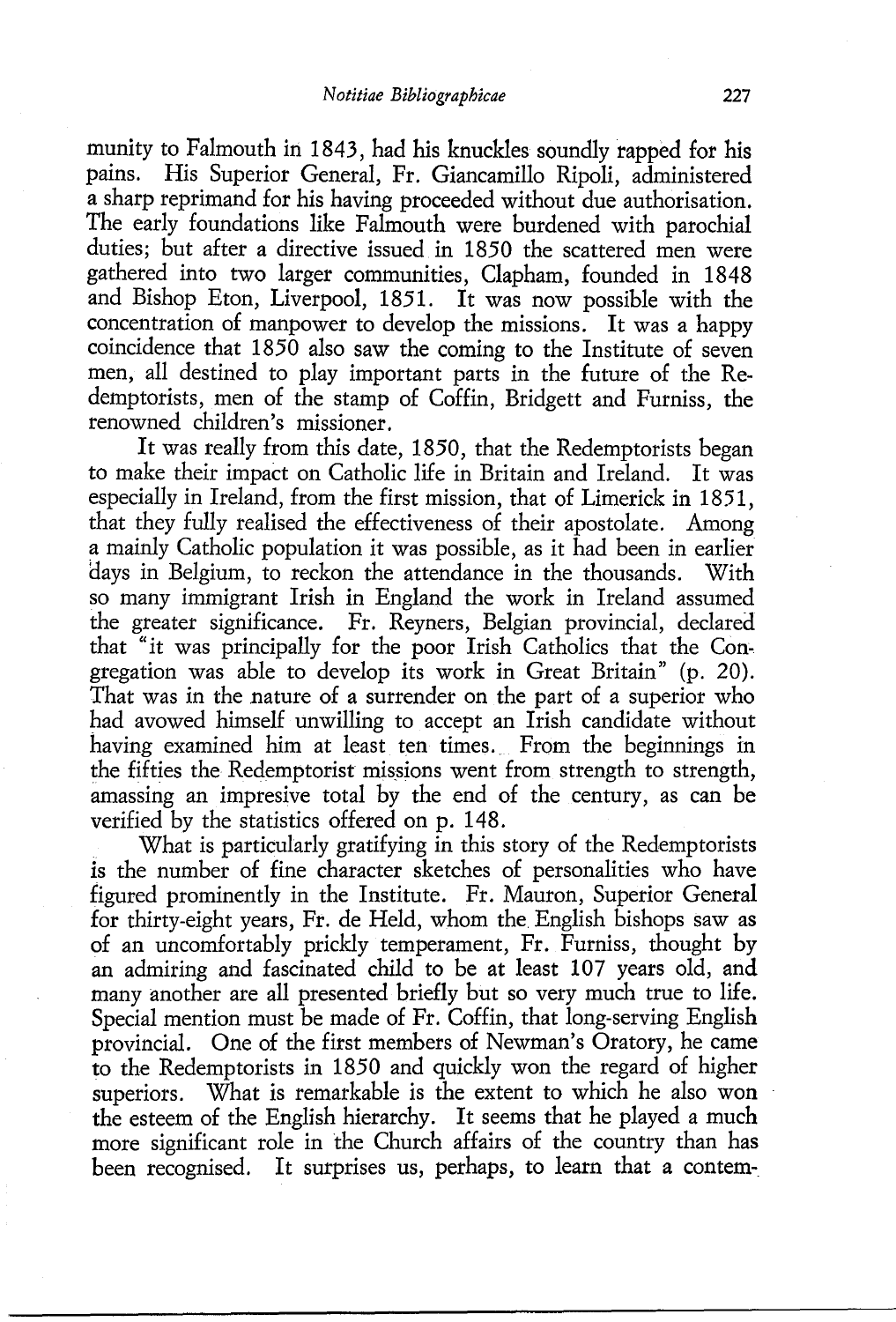munity to Falmouth in 1843, had his knuckles soundly rapped for his pains. His Superior General, Fr. Giancamillo Ripoli, administered a sharp reprimand for his having proceeded without due authorisation. The early foundations like Falmouth were burdened with parochial duties; but after a directive issued in 1850 the scattered men were gathered into two larger communities, Clapham, founded in 1848 and Bishop Eton, Liverpool, 1851. It was now possible with the concentration of manpower to develop the missions. It was a happy coincidence that 1850 also saw the coming to the Institute of seven men, all destined to play important parts in the future of the Redemptorists, men of the stamp of Coffin, Bridgett and Furniss, the renowned children's missioner.

It was really from this date, 1850, that the Redemptorists began to make their impact on Catholic life in Britain and Ireland. It was especially in Ireland, from the first mission, that of Limerick in 1851, that they fully realised the effectiveness of their apostolate. Among a mainly Catholic population it was possible, as it had been in earlier days in Belgium, to reckon the attendance in the thousands. With so many immigrant Irish in England the work in Ireland assumed the greater significance. Fr. Reyners, Belgian provincial, declared that "it was principally for the poor Irish Catholics that the Congregation was able to develop its work in Great Britain" (p. 20). That was in the nature of a surrender on the part of a superior who had avowed himself unwilling to accept an Irish candidate without having examined him at least ten times. From the beginnings in the fifties the Redemptorist missions went from strength to strength, amassing an impresive total by the end of the century, as can be verified by the statistics offered on p. 148.

What is particularly gratifying in this story of the Redemptorists is the number of fine character sketches of personalities who have figured prominently in the Institute. Fr. Mauron, Superior General for thirty-eight years, Fr. de Held, whom the English bishops saw as of an uncomfortably prickly temperament, Fr. Furniss, thought by an admiring and fascinated child to be at least 107 years old, and many another are all presented briefly but so very much true to life. Special mention must be made of Fr. Coffin, that long-serving English provincial. One of the first members of Newman's Oratory, he came to the Redemptorists in 1850 and quickly won the regard of higher superiors. What is remarkable is the extent to which he also won the esteem of the English hierarchy. It seems that he played a much more significant role in the Church affairs of the country than has been recognised. It surprises us, perhaps, to learn that a contem-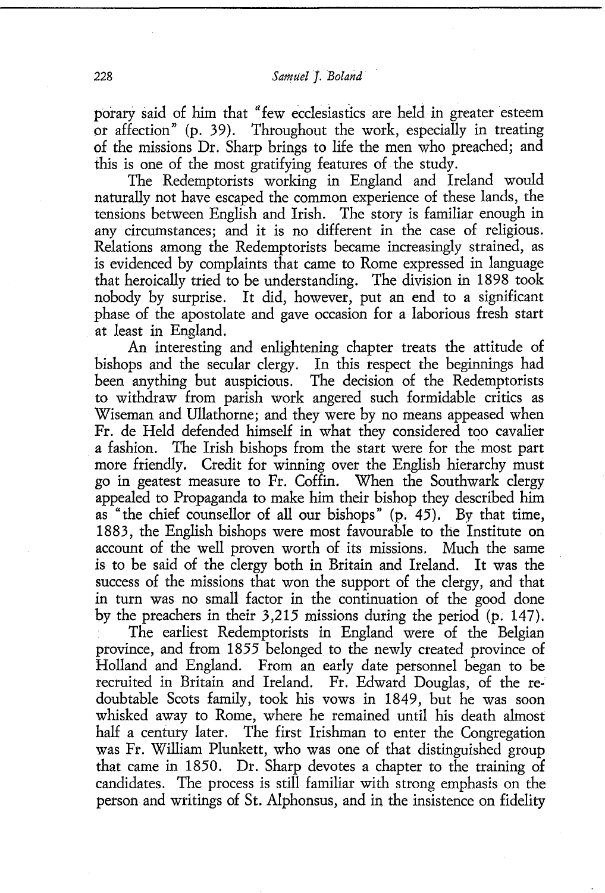porary said of him that "few ecclesiastics are held in greater esteem or affection" (p. 39). Throughout the work, especially in treating of the missions Dr. Sharp brings to life the men who preached; and this is one of the most gratifying features of the study.

The Redemptorists working in England and Ireland would naturally not have escaped the common experience of these lands, the tensions between English and Irish. The story is familiar enough in any circumstances; and it is no different in the case of religious. Relations among the Redemptorists became increasingly strained, as is evidenced by complaints that came to Rome expressed in language that heroically tried to be understanding. The division in 1898 took nobody by surprise. It did, however, put an end to a significant phase of the apostolate and gave occasion for a laborious fresh start at least in England.

An interesting and enlightening chapter treats the attitude of bishops and the secular clergy. In this respect the beginnings had been anything but auspicious. The decision of the Redemptorists to withdraw from parish work angered such formidable critics as Wiseman and Ullathorne; and they were by no means appeased when Fr. de Held defended himself in what they considered too cavalier a fashion. The Irish bishops from the start were for the most part more friendly. Credit for winning over the English hierarchy must go in geatest measure to Fr. Coffin. When the Southwark clergy appealed to Propaganda to make him their bishop they described him as "the chief counsellor of all our bishops" (p. 45). By that time, 1883, the English bishops were most favourable to the Institute on account of the well proven worth of its missions. Much the same is to be said of the clergy both in Britain and Ireland. It was the success of the missions that won the support of the clergy, and that in turn was no small factor in the continuation of the good done by the preachers in their 3,215 missions during the period (p. 147).

The earliest Redemptorists in England were of the Belgian province, and from 1855 belonged to the newly created province of Holland and England. From an early date personnel began to be recruited in Britain and Ireland. Fr. Edward Douglas, of the redoubtable Scots family, took his vows in 1849, but he was soon whisked away to Rome, where he remained until his death almost half a century later. The first Irishman to enter the Congregation was Fr. William Plunkett, who was one of that distinguished group that came in 1850. Dr. Sharp devotes a chapter to the training of candidates. The process is still familiar with strong emphasis on the person and writings of St. Alphonsus, and in the insistence on fidelity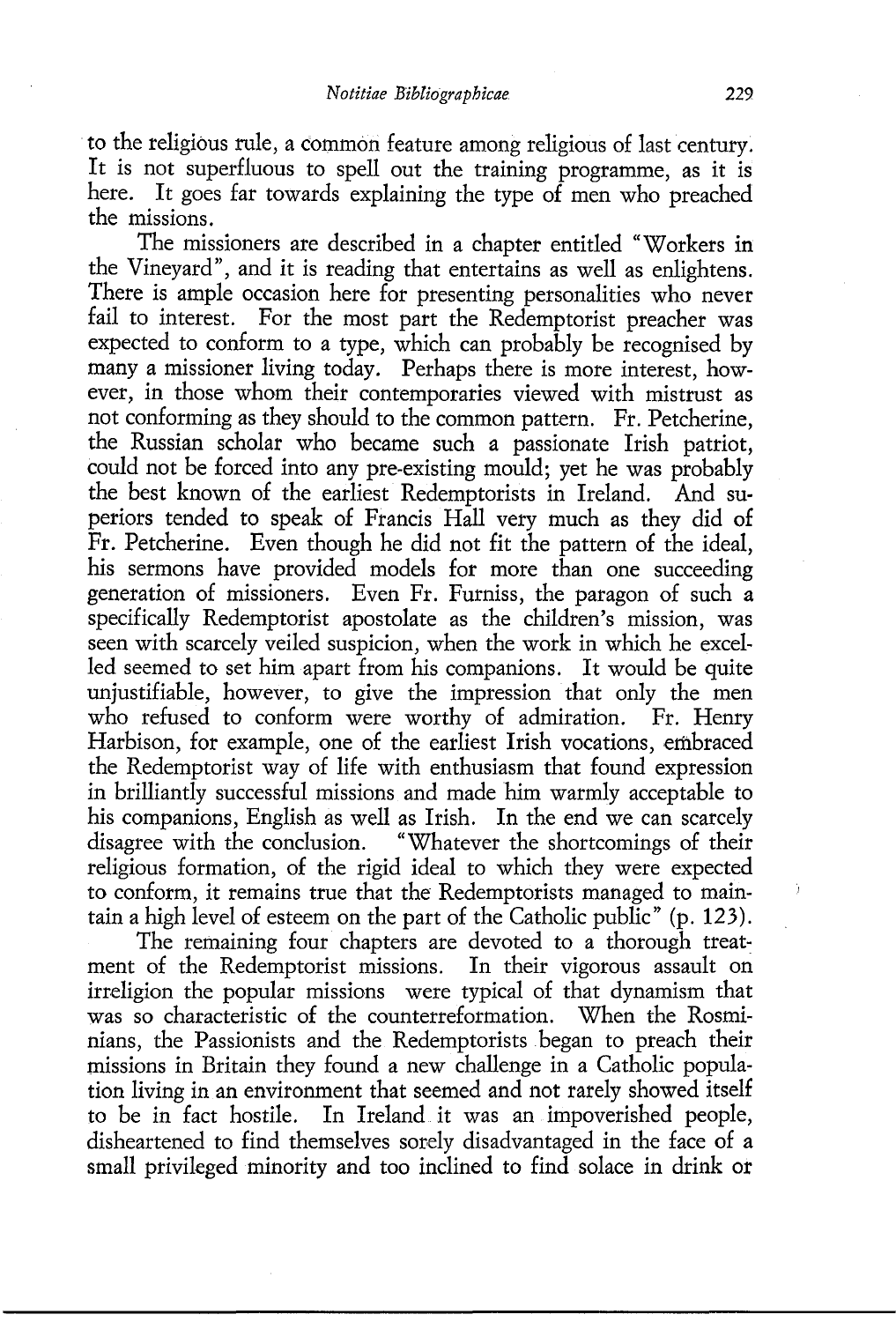to the religious rule, a common feature among religious of last century. It is not superfluous to spell out the training programme, as it is here. It goes far towards explaining the type of men who preached the missions.

The missioners are described in a chapter entitled "Workers in the Vineyard", and it is reading that entertains as well as enlightens. There is ample occasion here for presenting personalities who never fail to interest. For the most part the Redemptorist preacher was expected to conform to a type, which can probably be recognised by many a missioner living today. Perhaps there is more interest, however, in those whom their contemporaries viewed with mistrust as not conforming as they should to the common pattern. Fr. Petcherine, the Russian scholar who became such a passionate Irish patriot, could not be forced into any pre-existing mould; yet he was probably the best known of the earliest Redemptorists in Ireland. And superiors tended to speak of Francis Hall very much as they did of Fr. Petcherine. Even though he did not fit the pattern of the ideal, his sermons have provided models for more than one succeeding generation of missioners. Even Fr. Furniss, the paragon of such a specifically Redemptorist apostolate as the children's mission, was seen with scarcely veiled suspicion, when the work in which he excelled seemed to set him apart from his companions. It would be quite unjustifiable, however, to give the impression that only the men who refused to conform were worthy of admiration. Fr. Henry Harbison, for example, one of the earliest Irish vocations, embraced the Redemptorist way of life with enthusiasm that found expression in brilliantly successful missions and made him warmly acceptable to his companions, English as well as Irish. In the end we can scarcely disagree with the conclusion. "Whatever the shortcomings of their religious formation, of the rigid ideal to which they were expected to conform, it remains true that the Redemptorists managed to maintain a high level of esteem on the part of the Catholic public" (p. 123).

The remaining four chapters are devoted to a thorough treatment of the Redemptorist missions. In their vigorous assault on irreligion the popular missions were typical of that dynamism that was so characteristic of the counterreformation. When the Rosminians, the Passionists and the Redemptorists began to preach their missions in Britain they found a new challenge in a Catholic population living in an environment that seemed and not rarely showed itself to be in fact hostile. In Ireland it was an impoverished people, disheartened to find themselves sorely disadvantaged in the face of a small privileged minority and too inclined to find solace in drink or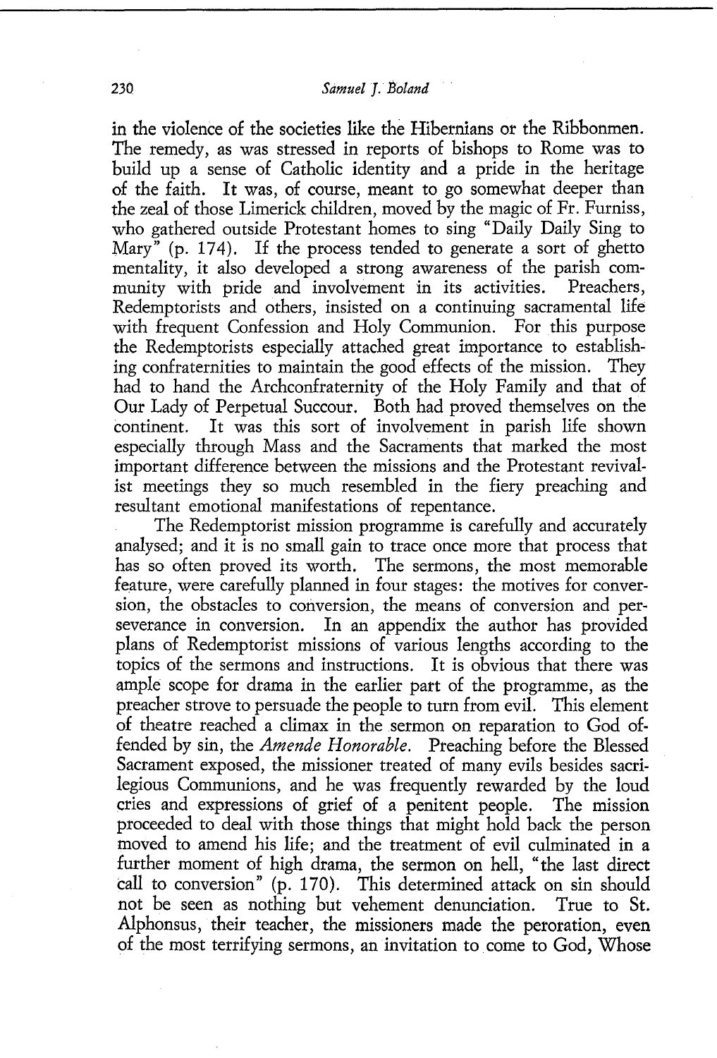in the violence of the societies like the Hibernians or the Ribbonmen. The remedy, as was stressed in reports of bishops to Rome was to build up a sense of Catholic identity and a pride in the heritage of the faith. It was, of course, meant to go somewhat deeper than the zeal of those Limerick children, moved by the magic of Fr. Furniss, who gathered outside Protestant homes to sing "Daily Daily Sing to Mary" (p. 174). If the process tended to generate a sort of ghetto mentality, it also developed a strong awareness of the parish community with pride and involvement in its activities. Preachers, Redemptorists and others, insisted on a continuing sacramental life with frequent Confession and Holy Communion. For this purpose the Redemptorists especially attached great importance to establishing confraternities to maintain the good effects of the mission. They had to hand the Archconfraternity of the Holy Family and that of Our Lady of Perpetual Succour. Both had proved themselves on the continent. It was this sort of involvement in parish life shown especially through Mass and the Sacraments that marked the most important difference between the missions and the Protestant revivalist meetings they so much resembled in the fiery preaching and resultant emotional manifestations of repentance.

The Redemptorist mission programme is carefully and accurately analysed; and it is no small gain to trace once more that process that has so often proved its worth. The sermons, the most memorable feature, were carefully planned in four stages: the motives for conversion, the obstacles to conversion, the means of conversion and perseverance in conversion. In an appendix the author has provided plans of Redemptorist missions of various lengths according to the topics of the sermons and instructions. It is obvious that there was ample scope for drama in the earlier part of the programme, as the preacher strove to persuade the people to turn from evil. This element of theatre reached a climax in the sermon on reparation to God offended by sin, the *Amende Honorable*. Preaching before the Blessed Sacrament exposed, the missioner treated of many evils besides sacrilegious Communions, and he was frequently rewarded by the loud cries and expressions of grief of a penitent people. The mission proceeded to deal with those things that might hold back the person moved to amend his life; and the treatment of evil culminated in a further moment of high drama, the sermon on hell, "the last direct call to conversion" (p. 170). This determined attack on sin should not be seen as nothing but vehement denunciation. True to St. Alphonsus, their teacher, the missioners made the peroration, even of the most terrifying sermons, an invitation to come to God, Whose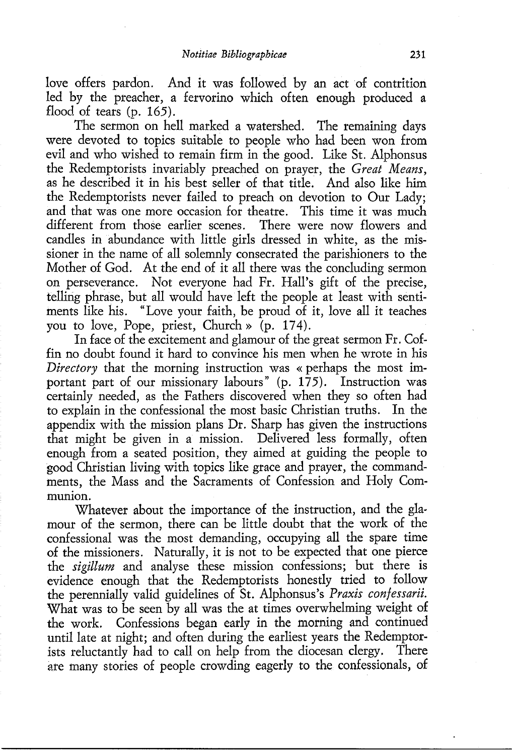love offers pardon. And it was followed by an act of contrition led by the preacher, a fervorino which often enough produced a flood of tears (p. 165).

The sermon on hell marked a watershed. The remaining days were devoted to topics suitable to people who had been won from evil and who wished to remain firm in the good. Like St. Alphonsus the Redemptorists invariably preached on prayer, the *Great Means*, as he described it in his best seller of that title. And also like him the Redemptorists never failed to preach on devotion to Our Lady; and that was one more occasion for theatre. This time it was much different from those earlier scenes. There were now flowers and candles in abundance with little girls dressed in white, as the missioner in the name of all solemnly consecrated the parishioners to the Mother of God. At the end of it all there was the concluding sermon on perseverance. Not everyone had Fr. Hall's gift of the precise, telling phrase, but all would have left the people at least with sentiments like his. "Love your faith, be proud of it, love all it teaches you to love, Pope, priest, Church » (p. 174).

In face of the excitement and glamour of the great sermon Fr. Coffin no doubt found it hard to convince his men when he wrote in his *Directory* that the morning instruction was « perhaps the most important part of our missionary labours" (p. 175). Instruction was certainly needed, as the Fathers discovered when they so often had to explain in the confessional the most basic Christian truths. In the appendix with the mission plans Dr. Sharp has given the instructions that might be given in a mission. Delivered less formally, often enough from a seated position, they aimed at guiding the people to good Christian living with topics like grace and prayer, the commandments, the Mass and the Sacraments of Confession and Holy Communion.

Whatever about the importance of the instruction, and the glamour of the sermon, there can be little doubt that the work of the confessional was the most demanding, occupying all the spare time of the missioners. Naturally, it is not to be expected that one pierce the *sigillum* and analyse these mission confessions; but there is evidence enough that the Redemptorists honestly tried to follow the perennially valid guidelines of St. Alphonsus's *Praxis confessarii.* What was to be seen by all was the at times overwhelming weight of the work. Confessions began early in the morning and continued until late at night; and often during the earliest years the Redemptorists reluctantly had to call on help from the diocesan clergy. There are many stories of people crowding eagerly to the confessionals, of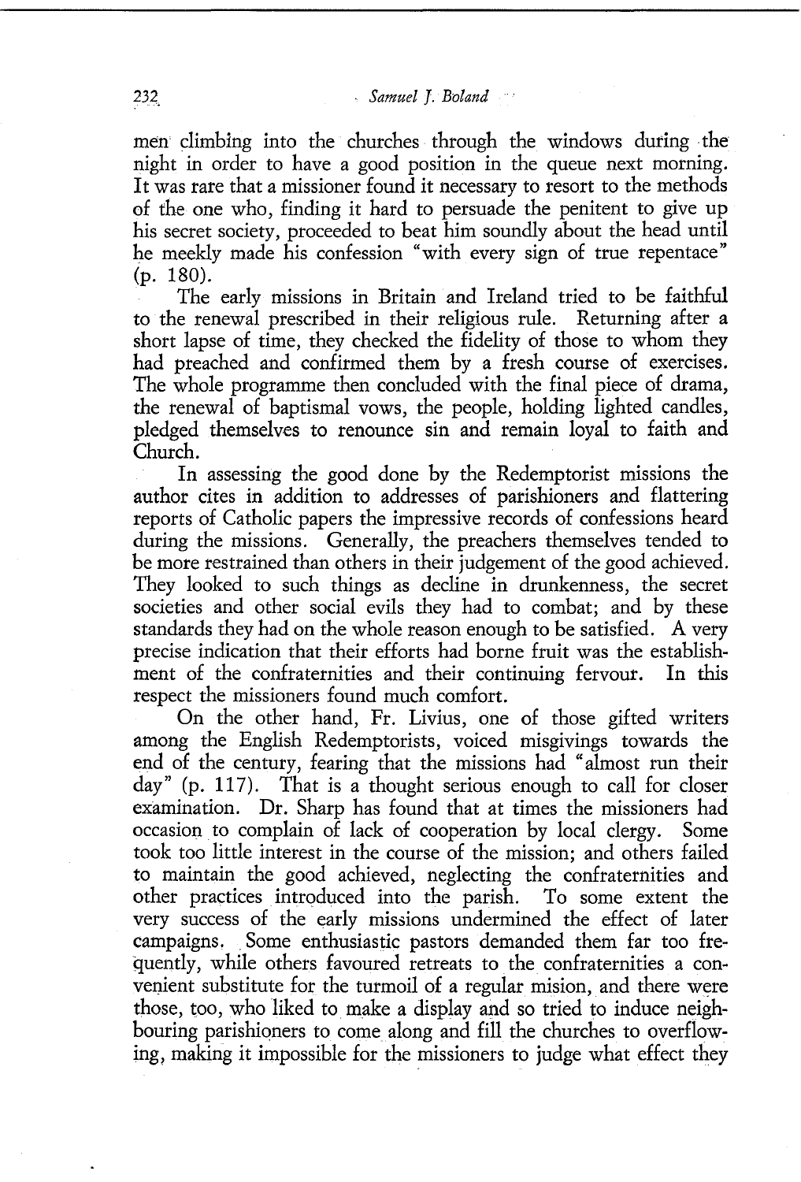men climbing into the churches through the windows during the night in order to have a good position in the queue next morning. It was rare that a missioner found it necessary to resort to the methods of the one who, finding it hard to persuade the penitent to give up his secret society, proceeded to beat him soundly about the head until he meekly made his confession "with every sign of true repentace" (p. 180).

The early missions in Britain and Ireland tried to be faithful to the renewal prescribed in their religious rule. Returning after a short lapse of time, they checked the fidelity of those to whom they had preached and confirmed them by a fresh course of exercises. The whole programme then concluded with the final piece of drama, the renewal of baptismal vows, the people, holding lighted candles, pledged themselves to renounce sin and remain loyal to faith and Church.

In assessing the good done by the Redemptorist missions the author cites in addition to addresses of parishioners and flattering reports of Catholic papers the impressive records of confessions heard during the missions. Generally, the preachers themselves tended to be more restrained than others in their judgement of the good achieved. They looked to such things as decline in drunkenness, the secret societies and other social evils they had to combat; and by these standards they had on the whole reason enough to be satisfied. A very precise indication that their efforts had borne fruit was the establishment of the confraternities and their continuing fervour. In this respect the missioners found much comfort.

On the other hand, Fr. Livius, one of those gifted writers among the English Redemptorists, voiced misgivings towards the end of the century, fearing that the missions had "almost run their day" (p. 117). That is a thought serious enough to call for closer examination. Dr. Sharp has found that at times the missioners had occasion to complain of lack of cooperation by local clergy. Some took too little interest in the course of the mission; and others failed to maintain the good achieved, neglecting the confraternities and other practices introduced into the parish. To some extent the very success of the early missions undermined the effect of later campaigns. Some enthusiastic pastors demanded them far too frequently, while others favoured retreats to the confraternities a convenient substitute for the turmoil of a regular mision, and there were those, too, who liked to make a display and so tried to induce neighbouring parishioners to come along and fill the churches to overflowing, making it impossible for the missioners to judge what effect they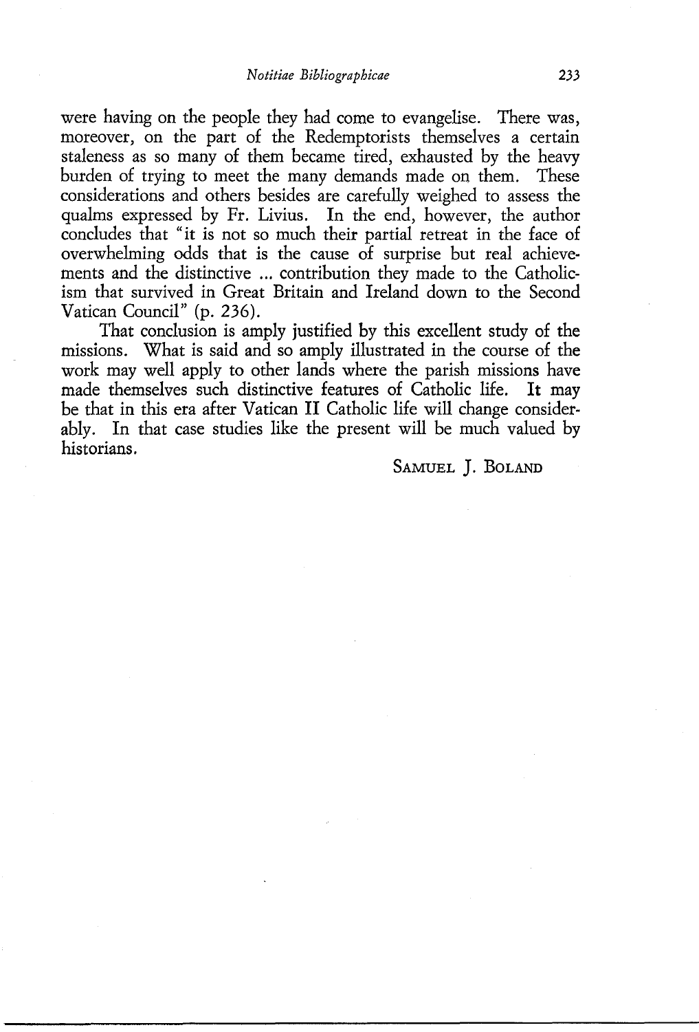were having on the people they had come to evangelise. There was, moreover, on the part of the Redemptorists themselves a certain staleness as so many of them became tired, exhausted by the heavy burden of trying to meet the many demands made on them. These considerations and others besides are carefully weighed to assess the qualms expressed by Fr. Livius. In the end, however, the author concludes that "it is not so much their partial retreat in the face of overwhelming odds that is the cause of surprise but real achievements and the distinctive ... contribution they made to the Catholicism that survived in Great Britain and Ireland down to the Second Vatican Council" (p. 236).

That conclusion is amply justified by this excellent study of the missions. What is said and so amply illustrated in the course of the work may well apply to other lands where the parish missions have made themselves such distinctive features of Catholic life. It may be that in this era after Vatican II Catholic life will change considerably. In that case studies like the present will be much valued by historians.

SAMUEL J. BOLAND